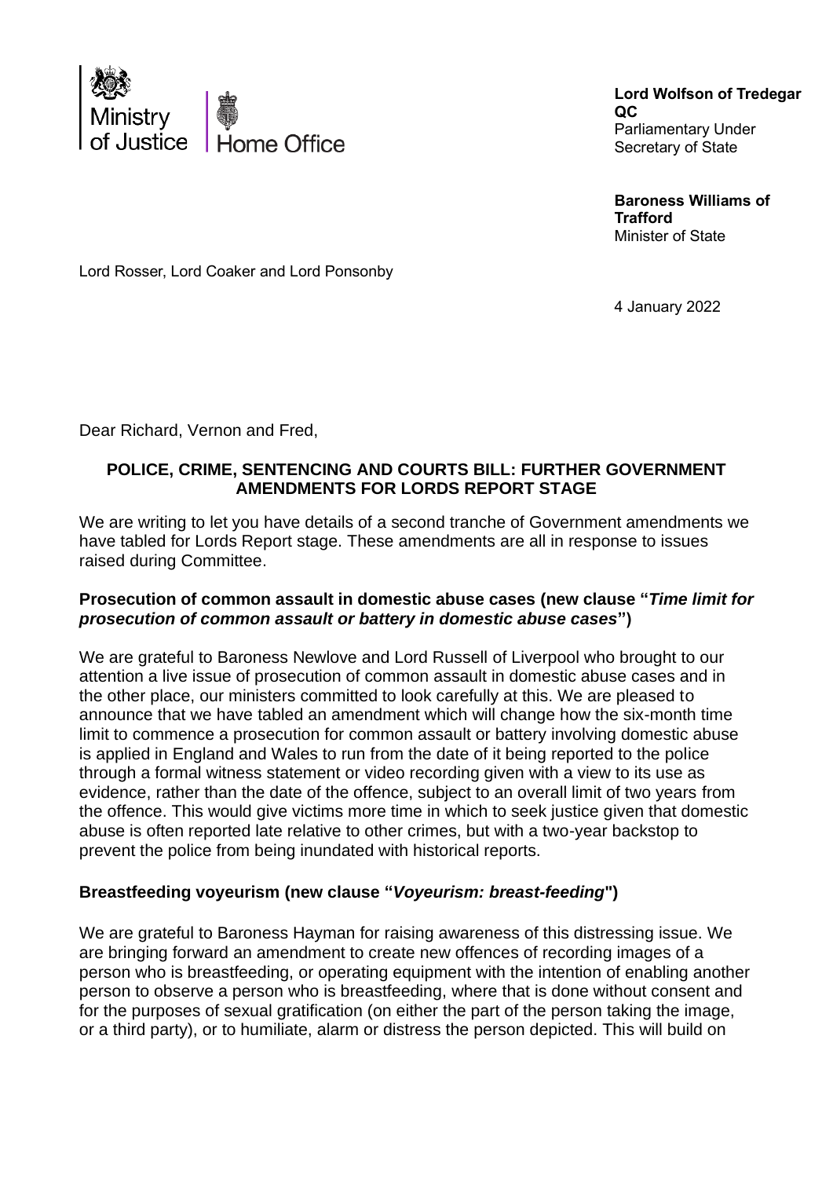Ministry of Justice | Home Office

**Lord Wolfson of Tredegar QC**
Parliamentary Under Secretary of State

**Baroness Williams of Trafford**
Minister of State

Lord Rosser, Lord Coaker and Lord Ponsonby

4 January 2022

Dear Richard, Vernon and Fred,

**POLICE, CRIME, SENTENCING AND COURTS BILL: FURTHER GOVERNMENT AMENDMENTS FOR LORDS REPORT STAGE**

We are writing to let you have details of a second tranche of Government amendments we have tabled for Lords Report stage. These amendments are all in response to issues raised during Committee.

**Prosecution of common assault in domestic abuse cases (new clause "*Time limit for prosecution of common assault or battery in domestic abuse cases*")**

We are grateful to Baroness Newlove and Lord Russell of Liverpool who brought to our attention a live issue of prosecution of common assault in domestic abuse cases and in the other place, our ministers committed to look carefully at this. We are pleased to announce that we have tabled an amendment which will change how the six-month time limit to commence a prosecution for common assault or battery involving domestic abuse is applied in England and Wales to run from the date of it being reported to the police through a formal witness statement or video recording given with a view to its use as evidence, rather than the date of the offence, subject to an overall limit of two years from the offence. This would give victims more time in which to seek justice given that domestic abuse is often reported late relative to other crimes, but with a two-year backstop to prevent the police from being inundated with historical reports.

**Breastfeeding voyeurism (new clause "*Voyeurism: breast-feeding*")**

We are grateful to Baroness Hayman for raising awareness of this distressing issue. We are bringing forward an amendment to create new offences of recording images of a person who is breastfeeding, or operating equipment with the intention of enabling another person to observe a person who is breastfeeding, where that is done without consent and for the purposes of sexual gratification (on either the part of the person taking the image, or a third party), or to humiliate, alarm or distress the person depicted. This will build on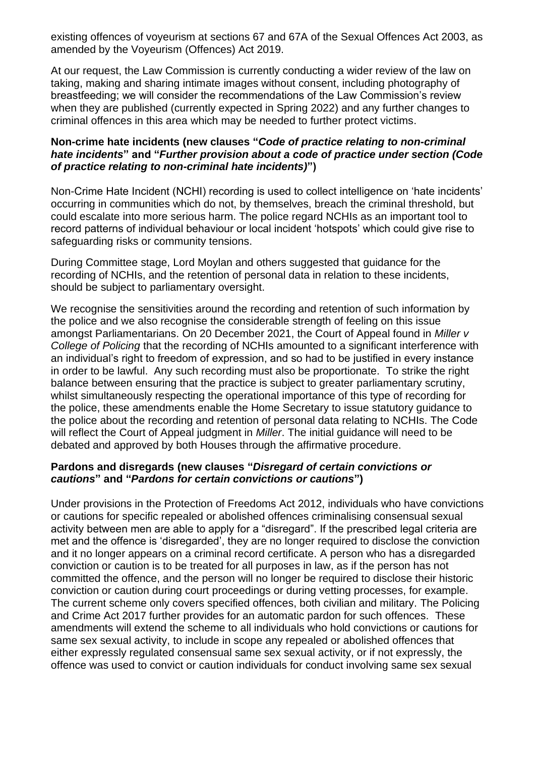existing offences of voyeurism at sections 67 and 67A of the Sexual Offences Act 2003, as amended by the Voyeurism (Offences) Act 2019.

At our request, the Law Commission is currently conducting a wider review of the law on taking, making and sharing intimate images without consent, including photography of breastfeeding; we will consider the recommendations of the Law Commission's review when they are published (currently expected in Spring 2022) and any further changes to criminal offences in this area which may be needed to further protect victims.

**Non-crime hate incidents (new clauses "*Code of practice relating to non-criminal hate incidents*" and "*Further provision about a code of practice under section (Code of practice relating to non-criminal hate incidents)*")**

Non-Crime Hate Incident (NCHI) recording is used to collect intelligence on 'hate incidents' occurring in communities which do not, by themselves, breach the criminal threshold, but could escalate into more serious harm. The police regard NCHIs as an important tool to record patterns of individual behaviour or local incident 'hotspots' which could give rise to safeguarding risks or community tensions.

During Committee stage, Lord Moylan and others suggested that guidance for the recording of NCHIs, and the retention of personal data in relation to these incidents, should be subject to parliamentary oversight.

We recognise the sensitivities around the recording and retention of such information by the police and we also recognise the considerable strength of feeling on this issue amongst Parliamentarians. On 20 December 2021, the Court of Appeal found in *Miller v College of Policing* that the recording of NCHIs amounted to a significant interference with an individual's right to freedom of expression, and so had to be justified in every instance in order to be lawful. Any such recording must also be proportionate. To strike the right balance between ensuring that the practice is subject to greater parliamentary scrutiny, whilst simultaneously respecting the operational importance of this type of recording for the police, these amendments enable the Home Secretary to issue statutory guidance to the police about the recording and retention of personal data relating to NCHIs. The Code will reflect the Court of Appeal judgment in *Miller*. The initial guidance will need to be debated and approved by both Houses through the affirmative procedure.

**Pardons and disregards (new clauses "*Disregard of certain convictions or cautions*" and "*Pardons for certain convictions or cautions*")**

Under provisions in the Protection of Freedoms Act 2012, individuals who have convictions or cautions for specific repealed or abolished offences criminalising consensual sexual activity between men are able to apply for a "disregard". If the prescribed legal criteria are met and the offence is 'disregarded', they are no longer required to disclose the conviction and it no longer appears on a criminal record certificate. A person who has a disregarded conviction or caution is to be treated for all purposes in law, as if the person has not committed the offence, and the person will no longer be required to disclose their historic conviction or caution during court proceedings or during vetting processes, for example. The current scheme only covers specified offences, both civilian and military. The Policing and Crime Act 2017 further provides for an automatic pardon for such offences. These amendments will extend the scheme to all individuals who hold convictions or cautions for same sex sexual activity, to include in scope any repealed or abolished offences that either expressly regulated consensual same sex sexual activity, or if not expressly, the offence was used to convict or caution individuals for conduct involving same sex sexual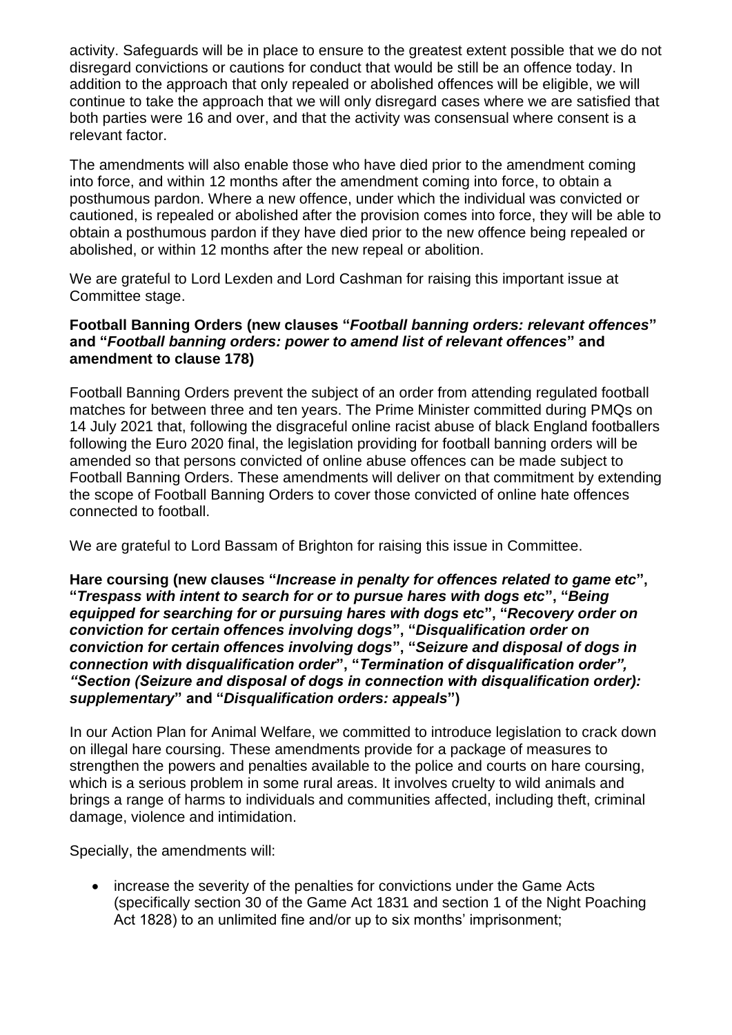activity. Safeguards will be in place to ensure to the greatest extent possible that we do not disregard convictions or cautions for conduct that would be still be an offence today. In addition to the approach that only repealed or abolished offences will be eligible, we will continue to take the approach that we will only disregard cases where we are satisfied that both parties were 16 and over, and that the activity was consensual where consent is a relevant factor.

The amendments will also enable those who have died prior to the amendment coming into force, and within 12 months after the amendment coming into force, to obtain a posthumous pardon. Where a new offence, under which the individual was convicted or cautioned, is repealed or abolished after the provision comes into force, they will be able to obtain a posthumous pardon if they have died prior to the new offence being repealed or abolished, or within 12 months after the new repeal or abolition.

We are grateful to Lord Lexden and Lord Cashman for raising this important issue at Committee stage.

**Football Banning Orders (new clauses "*Football banning orders: relevant offences*" and "*Football banning orders: power to amend list of relevant offences*" and amendment to clause 178)**

Football Banning Orders prevent the subject of an order from attending regulated football matches for between three and ten years. The Prime Minister committed during PMQs on 14 July 2021 that, following the disgraceful online racist abuse of black England footballers following the Euro 2020 final, the legislation providing for football banning orders will be amended so that persons convicted of online abuse offences can be made subject to Football Banning Orders. These amendments will deliver on that commitment by extending the scope of Football Banning Orders to cover those convicted of online hate offences connected to football.

We are grateful to Lord Bassam of Brighton for raising this issue in Committee.

**Hare coursing (new clauses "*Increase in penalty for offences related to game etc*", "*Trespass with intent to search for or to pursue hares with dogs etc*", "*Being equipped for searching for or pursuing hares with dogs etc*", "*Recovery order on conviction for certain offences involving dogs*", "*Disqualification order on conviction for certain offences involving dogs*", "*Seizure and disposal of dogs in connection with disqualification order*", "*Termination of disqualification order", "Section (Seizure and disposal of dogs in connection with disqualification order): supplementary*" and "*Disqualification orders: appeals*")**

In our Action Plan for Animal Welfare, we committed to introduce legislation to crack down on illegal hare coursing. These amendments provide for a package of measures to strengthen the powers and penalties available to the police and courts on hare coursing, which is a serious problem in some rural areas. It involves cruelty to wild animals and brings a range of harms to individuals and communities affected, including theft, criminal damage, violence and intimidation.

Specially, the amendments will:

- increase the severity of the penalties for convictions under the Game Acts (specifically section 30 of the Game Act 1831 and section 1 of the Night Poaching Act 1828) to an unlimited fine and/or up to six months' imprisonment;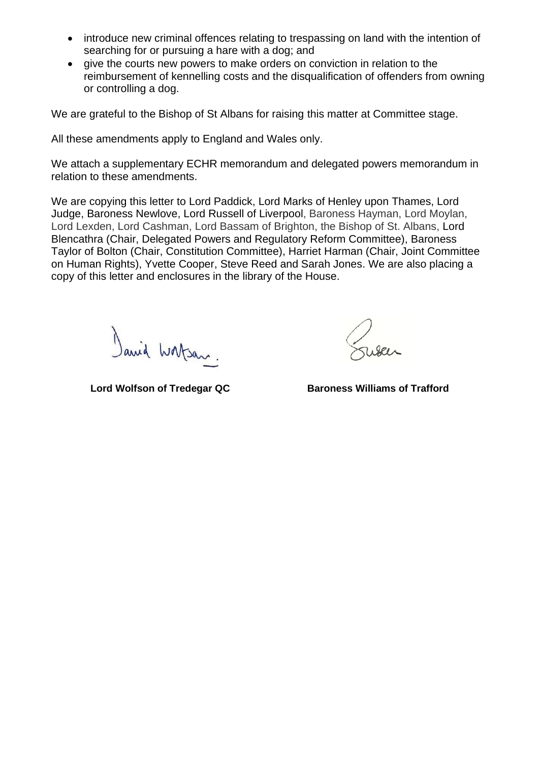- introduce new criminal offences relating to trespassing on land with the intention of searching for or pursuing a hare with a dog; and
- give the courts new powers to make orders on conviction in relation to the reimbursement of kennelling costs and the disqualification of offenders from owning or controlling a dog.

We are grateful to the Bishop of St Albans for raising this matter at Committee stage.

All these amendments apply to England and Wales only.

We attach a supplementary ECHR memorandum and delegated powers memorandum in relation to these amendments.

We are copying this letter to Lord Paddick, Lord Marks of Henley upon Thames, Lord Judge, Baroness Newlove, Lord Russell of Liverpool, Baroness Hayman, Lord Moylan, Lord Lexden, Lord Cashman, Lord Bassam of Brighton, the Bishop of St. Albans, Lord Blencathra (Chair, Delegated Powers and Regulatory Reform Committee), Baroness Taylor of Bolton (Chair, Constitution Committee), Harriet Harman (Chair, Joint Committee on Human Rights), Yvette Cooper, Steve Reed and Sarah Jones. We are also placing a copy of this letter and enclosures in the library of the House.

David Wolfson

**Lord Wolfson of Tredegar QC**

Susan

**Baroness Williams of Trafford**